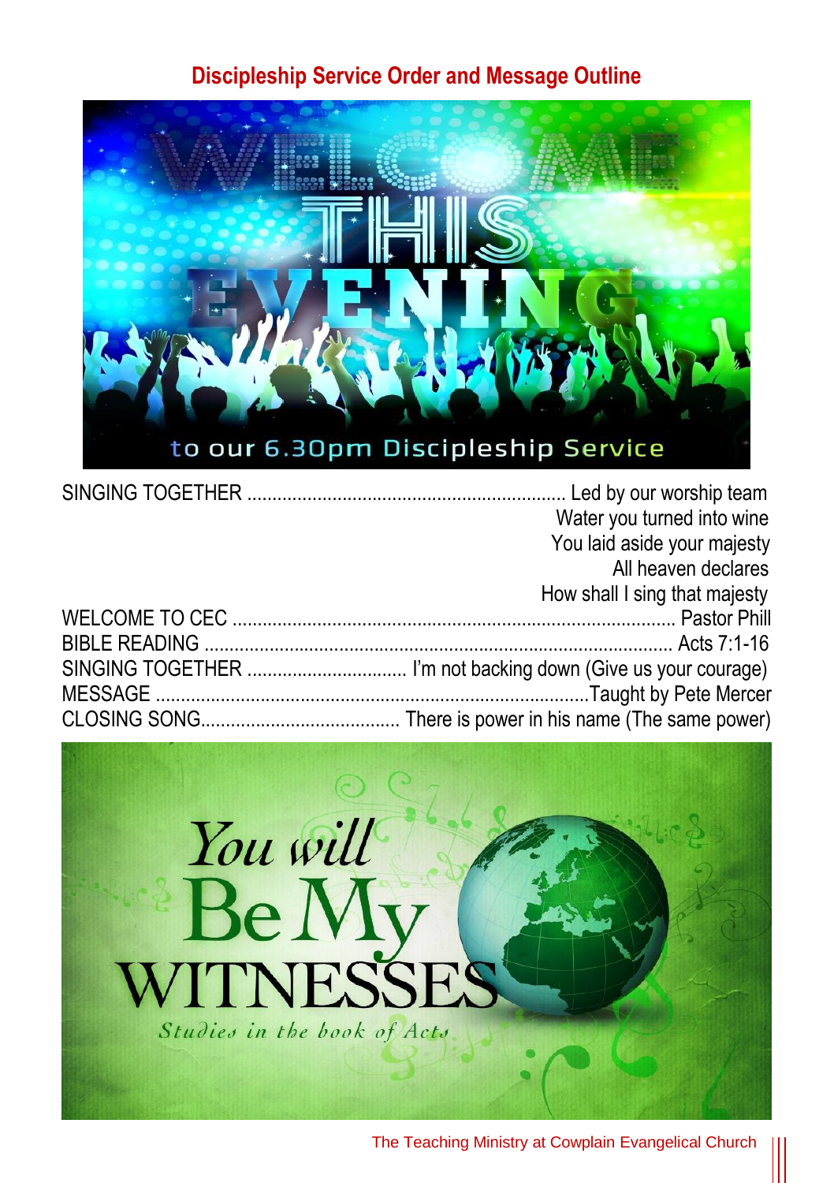## Discipleship Service Order and Message Outline

SINGING TOGETHER ........................................................ Led by our worship team

Water you turned into wine
You laid aside your majesty
All heaven declares
How shall I sing that majesty

WELCOME TO CEC ........................................................ Pastor Phill

BIBLE READING ........................................................ Acts 7:1-16

SINGING TOGETHER ................................ I'm not backing down (Give us your courage)

MESSAGE ........................................................ Taught by Pete Mercer

CLOSING SONG........................................ There is power in his name (The same power)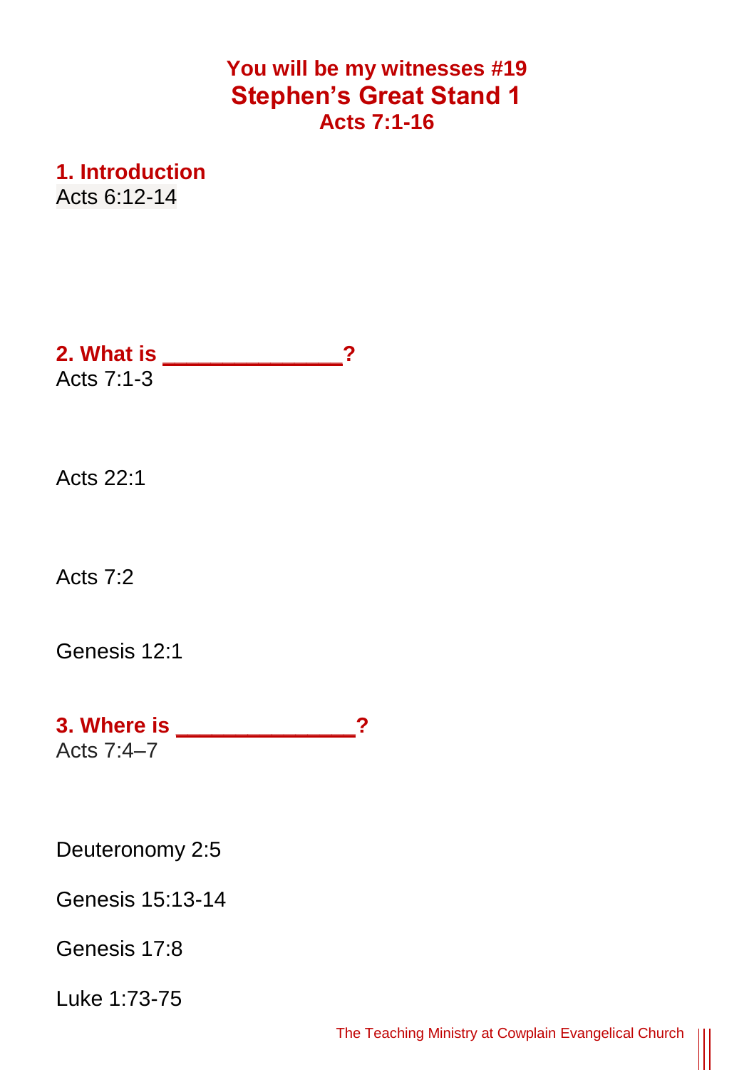# You will be my witnesses #19
# Stephen's Great Stand 1
### Acts 7:1-16

## 1. Introduction

Acts 6:12-14

## 2. What is ______________?

Acts 7:1-3

Acts 22:1

Acts 7:2

Genesis 12:1

## 3. Where is ______________?

Acts 7:4–7

Deuteronomy 2:5

Genesis 15:13-14

Genesis 17:8

Luke 1:73-75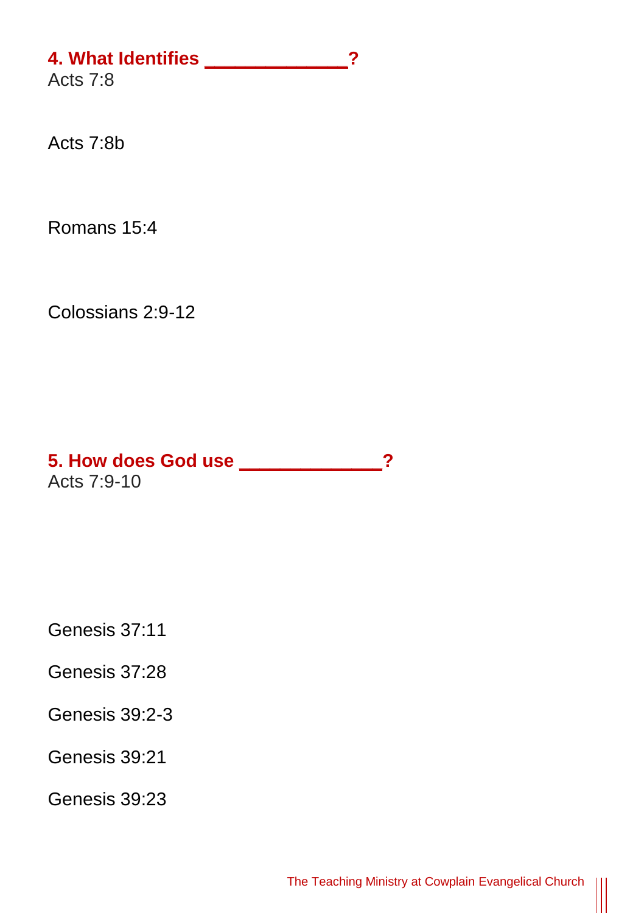### 4. What Identifies _____________?

Acts 7:8

Acts 7:8b

Romans 15:4

Colossians 2:9-12

### 5. How does God use _____________?

Acts 7:9-10

Genesis 37:11

Genesis 37:28

Genesis 39:2-3

Genesis 39:21

Genesis 39:23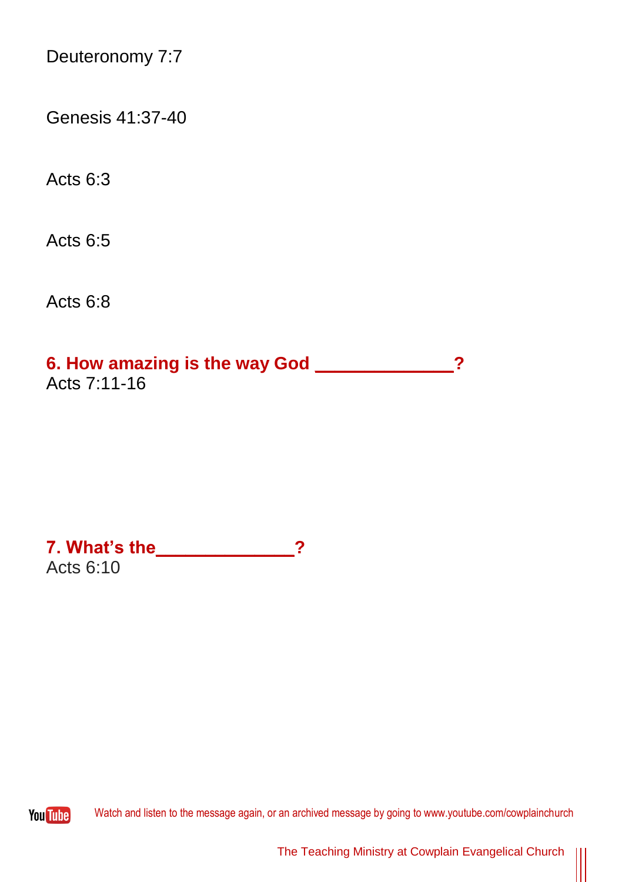Deuteronomy 7:7

Genesis 41:37-40

Acts 6:3

Acts 6:5

Acts 6:8

**6. How amazing is the way God _____________?**
Acts 7:11-16

**7. What's the_____________?**
Acts 6:10

Watch and listen to the message again, or an archived message by going to www.youtube.com/cowplainchurch